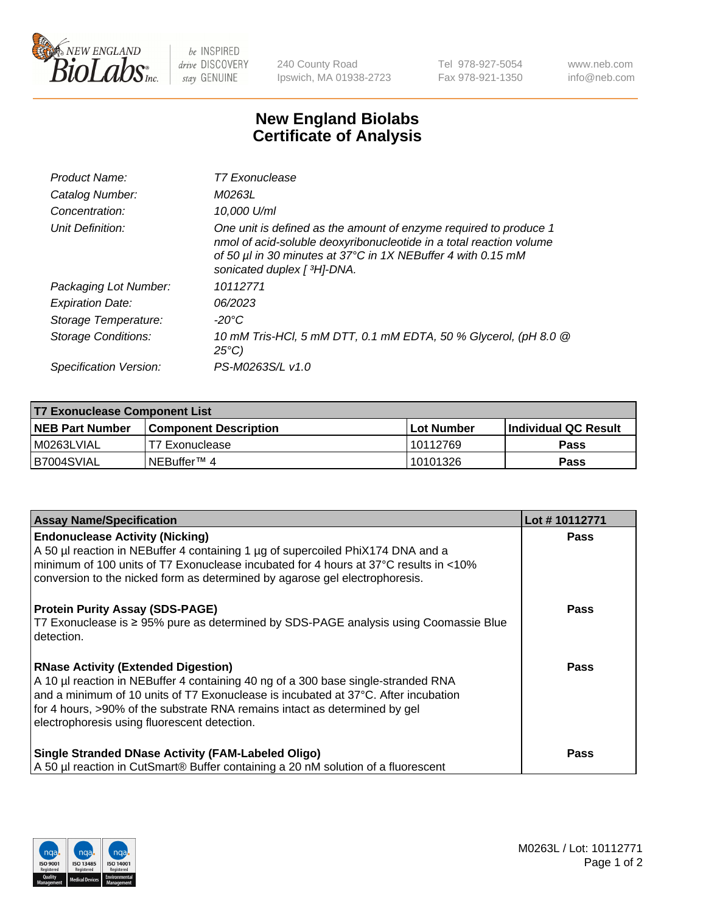NEW ENGLAND BioLabs Inc. — be INSPIRED drive DISCOVERY stay GENUINE

240 County Road
Ipswich, MA 01938-2723

Tel 978-927-5054
Fax 978-921-1350

www.neb.com
info@neb.com

# New England Biolabs Certificate of Analysis

| | |
|---|---|
| *Product Name:* | *T7 Exonuclease* |
| *Catalog Number:* | *M0263L* |
| *Concentration:* | *10,000 U/ml* |
| *Unit Definition:* | *One unit is defined as the amount of enzyme required to produce 1 nmol of acid-soluble deoxyribonucleotide in a total reaction volume of 50 µl in 30 minutes at 37°C in 1X NEBuffer 4 with 0.15 mM sonicated duplex [ $^3$H]-DNA.* |
| *Packaging Lot Number:* | *10112771* |
| *Expiration Date:* | *06/2023* |
| *Storage Temperature:* | *-20°C* |
| *Storage Conditions:* | *10 mM Tris-HCl, 5 mM DTT, 0.1 mM EDTA, 50 % Glycerol, (pH 8.0 @ 25°C)* |
| *Specification Version:* | *PS-M0263S/L v1.0* |

| T7 Exonuclease Component List | | | |
|---|---|---|---|
| **NEB Part Number** | **Component Description** | **Lot Number** | **Individual QC Result** |
| M0263LVIAL | T7 Exonuclease | 10112769 | **Pass** |
| B7004SVIAL | NEBuffer™ 4 | 10101326 | **Pass** |

| Assay Name/Specification | Lot # 10112771 |
|---|---|
| **Endonuclease Activity (Nicking)**<br>A 50 µl reaction in NEBuffer 4 containing 1 µg of supercoiled PhiX174 DNA and a minimum of 100 units of T7 Exonuclease incubated for 4 hours at 37°C results in <10% conversion to the nicked form as determined by agarose gel electrophoresis. | **Pass** |
| **Protein Purity Assay (SDS-PAGE)**<br>T7 Exonuclease is ≥ 95% pure as determined by SDS-PAGE analysis using Coomassie Blue detection. | **Pass** |
| **RNase Activity (Extended Digestion)**<br>A 10 µl reaction in NEBuffer 4 containing 40 ng of a 300 base single-stranded RNA and a minimum of 10 units of T7 Exonuclease is incubated at 37°C. After incubation for 4 hours, >90% of the substrate RNA remains intact as determined by gel electrophoresis using fluorescent detection. | **Pass** |
| **Single Stranded DNase Activity (FAM-Labeled Oligo)**<br>A 50 µl reaction in CutSmart® Buffer containing a 20 nM solution of a fluorescent | **Pass** |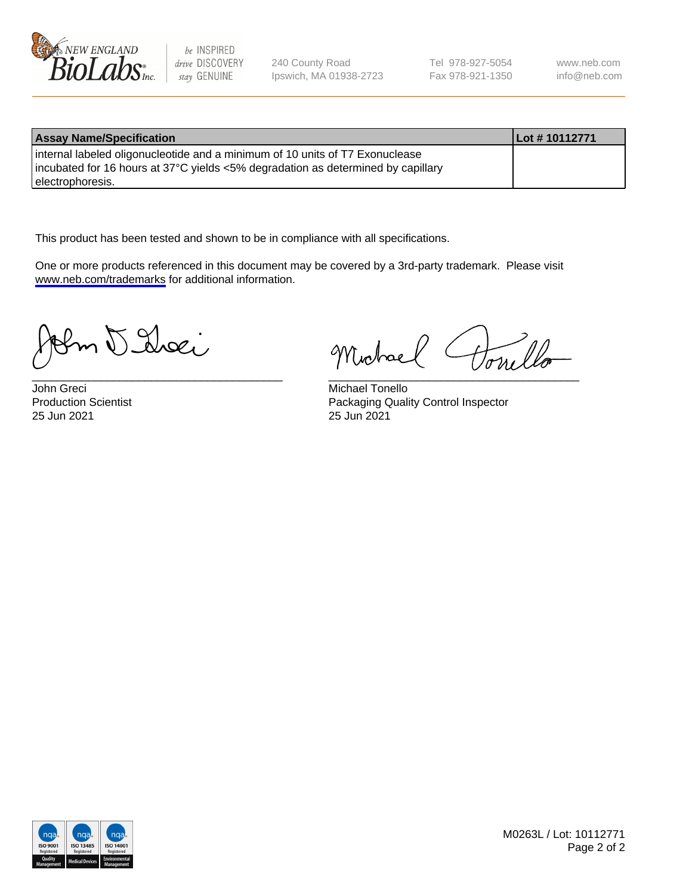| Assay Name/Specification | Lot # 10112771 |
| --- | --- |
| internal labeled oligonucleotide and a minimum of 10 units of T7 Exonuclease incubated for 16 hours at 37°C yields <5% degradation as determined by capillary electrophoresis. | |

This product has been tested and shown to be in compliance with all specifications.

One or more products referenced in this document may be covered by a 3rd-party trademark. Please visit www.neb.com/trademarks for additional information.

John Greci
Production Scientist
25 Jun 2021

Michael Tonello
Packaging Quality Control Inspector
25 Jun 2021

M0263L / Lot: 10112771